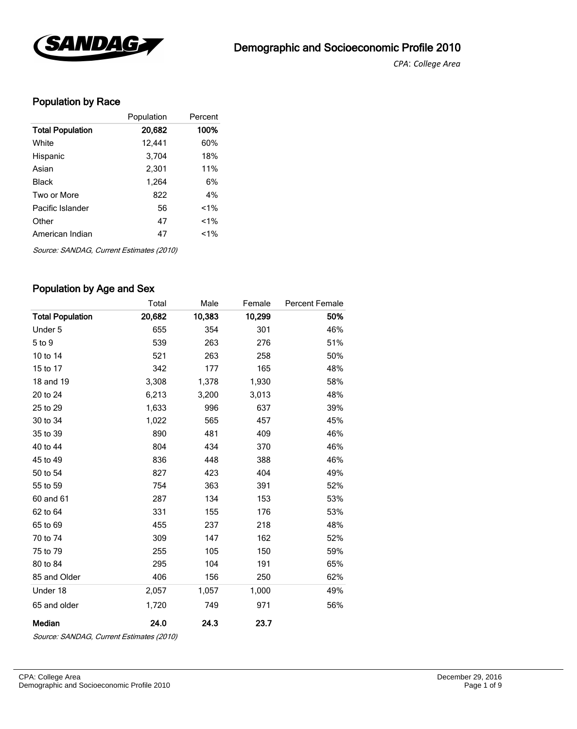# Demographic and Socioeconomic Profile 2010

*CPA: College Area*

## Population by Race

| | Population | Percent |
|---|---|---|
| **Total Population** | **20,682** | **100%** |
| White | 12,441 | 60% |
| Hispanic | 3,704 | 18% |
| Asian | 2,301 | 11% |
| Black | 1,264 | 6% |
| Two or More | 822 | 4% |
| Pacific Islander | 56 | <1% |
| Other | 47 | <1% |
| American Indian | 47 | <1% |

*Source: SANDAG, Current Estimates (2010)*

## Population by Age and Sex

| | Total | Male | Female | Percent Female |
|---|---|---|---|---|
| **Total Population** | **20,682** | **10,383** | **10,299** | **50%** |
| Under 5 | 655 | 354 | 301 | 46% |
| 5 to 9 | 539 | 263 | 276 | 51% |
| 10 to 14 | 521 | 263 | 258 | 50% |
| 15 to 17 | 342 | 177 | 165 | 48% |
| 18 and 19 | 3,308 | 1,378 | 1,930 | 58% |
| 20 to 24 | 6,213 | 3,200 | 3,013 | 48% |
| 25 to 29 | 1,633 | 996 | 637 | 39% |
| 30 to 34 | 1,022 | 565 | 457 | 45% |
| 35 to 39 | 890 | 481 | 409 | 46% |
| 40 to 44 | 804 | 434 | 370 | 46% |
| 45 to 49 | 836 | 448 | 388 | 46% |
| 50 to 54 | 827 | 423 | 404 | 49% |
| 55 to 59 | 754 | 363 | 391 | 52% |
| 60 and 61 | 287 | 134 | 153 | 53% |
| 62 to 64 | 331 | 155 | 176 | 53% |
| 65 to 69 | 455 | 237 | 218 | 48% |
| 70 to 74 | 309 | 147 | 162 | 52% |
| 75 to 79 | 255 | 105 | 150 | 59% |
| 80 to 84 | 295 | 104 | 191 | 65% |
| 85 and Older | 406 | 156 | 250 | 62% |
| Under 18 | 2,057 | 1,057 | 1,000 | 49% |
| 65 and older | 1,720 | 749 | 971 | 56% |
| **Median** | **24.0** | **24.3** | **23.7** | |

*Source: SANDAG, Current Estimates (2010)*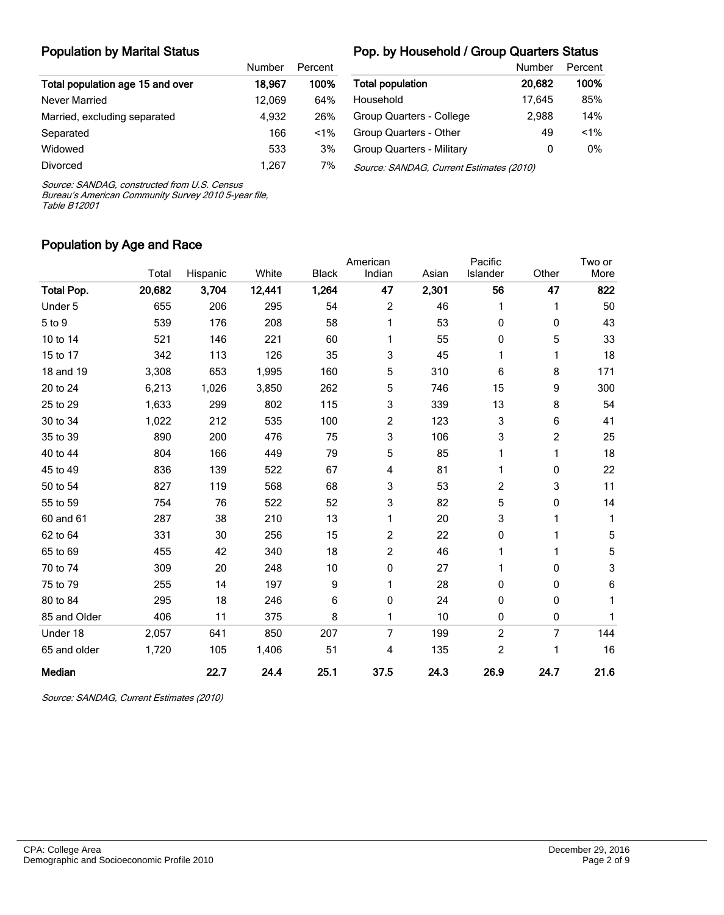## Population by Marital Status

| | Number | Percent |
|---|---|---|
| **Total population age 15 and over** | **18,967** | **100%** |
| Never Married | 12,069 | 64% |
| Married, excluding separated | 4,932 | 26% |
| Separated | 166 | <1% |
| Widowed | 533 | 3% |
| Divorced | 1,267 | 7% |

*Source: SANDAG, constructed from U.S. Census Bureau's American Community Survey 2010 5-year file, Table B12001*

## Pop. by Household / Group Quarters Status

| | Number | Percent |
|---|---|---|
| **Total population** | **20,682** | **100%** |
| Household | 17,645 | 85% |
| Group Quarters - College | 2,988 | 14% |
| Group Quarters - Other | 49 | <1% |
| Group Quarters - Military | 0 | 0% |

*Source: SANDAG, Current Estimates (2010)*

## Population by Age and Race

| | Total | Hispanic | White | Black | American Indian | Asian | Pacific Islander | Other | Two or More |
|---|---|---|---|---|---|---|---|---|---|
| **Total Pop.** | **20,682** | **3,704** | **12,441** | **1,264** | **47** | **2,301** | **56** | **47** | **822** |
| Under 5 | 655 | 206 | 295 | 54 | 2 | 46 | 1 | 1 | 50 |
| 5 to 9 | 539 | 176 | 208 | 58 | 1 | 53 | 0 | 0 | 43 |
| 10 to 14 | 521 | 146 | 221 | 60 | 1 | 55 | 0 | 5 | 33 |
| 15 to 17 | 342 | 113 | 126 | 35 | 3 | 45 | 1 | 1 | 18 |
| 18 and 19 | 3,308 | 653 | 1,995 | 160 | 5 | 310 | 6 | 8 | 171 |
| 20 to 24 | 6,213 | 1,026 | 3,850 | 262 | 5 | 746 | 15 | 9 | 300 |
| 25 to 29 | 1,633 | 299 | 802 | 115 | 3 | 339 | 13 | 8 | 54 |
| 30 to 34 | 1,022 | 212 | 535 | 100 | 2 | 123 | 3 | 6 | 41 |
| 35 to 39 | 890 | 200 | 476 | 75 | 3 | 106 | 3 | 2 | 25 |
| 40 to 44 | 804 | 166 | 449 | 79 | 5 | 85 | 1 | 1 | 18 |
| 45 to 49 | 836 | 139 | 522 | 67 | 4 | 81 | 1 | 0 | 22 |
| 50 to 54 | 827 | 119 | 568 | 68 | 3 | 53 | 2 | 3 | 11 |
| 55 to 59 | 754 | 76 | 522 | 52 | 3 | 82 | 5 | 0 | 14 |
| 60 and 61 | 287 | 38 | 210 | 13 | 1 | 20 | 3 | 1 | 1 |
| 62 to 64 | 331 | 30 | 256 | 15 | 2 | 22 | 0 | 1 | 5 |
| 65 to 69 | 455 | 42 | 340 | 18 | 2 | 46 | 1 | 1 | 5 |
| 70 to 74 | 309 | 20 | 248 | 10 | 0 | 27 | 1 | 0 | 3 |
| 75 to 79 | 255 | 14 | 197 | 9 | 1 | 28 | 0 | 0 | 6 |
| 80 to 84 | 295 | 18 | 246 | 6 | 0 | 24 | 0 | 0 | 1 |
| 85 and Older | 406 | 11 | 375 | 8 | 1 | 10 | 0 | 0 | 1 |
| Under 18 | 2,057 | 641 | 850 | 207 | 7 | 199 | 2 | 7 | 144 |
| 65 and older | 1,720 | 105 | 1,406 | 51 | 4 | 135 | 2 | 1 | 16 |
| **Median** | | **22.7** | **24.4** | **25.1** | **37.5** | **24.3** | **26.9** | **24.7** | **21.6** |

*Source: SANDAG, Current Estimates (2010)*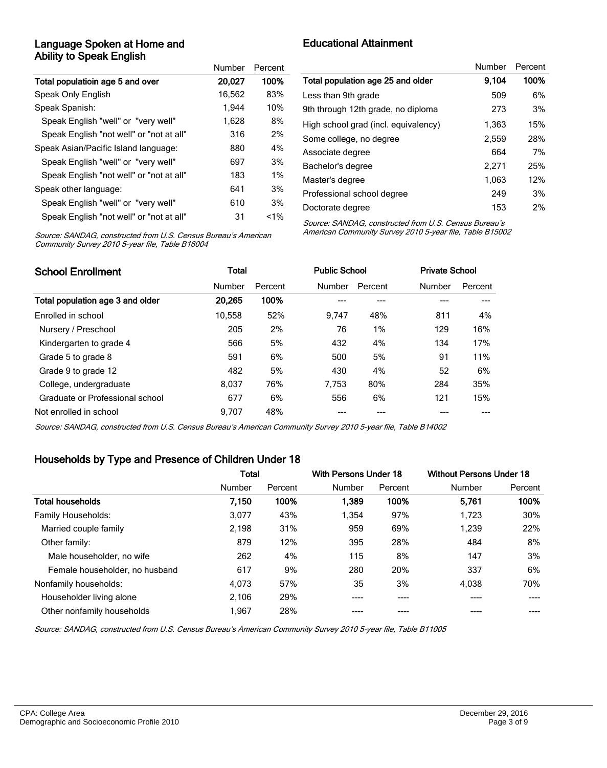## Language Spoken at Home and Ability to Speak English

| | Number | Percent |
|---|---|---|
| **Total populatioin age 5 and over** | **20,027** | **100%** |
| Speak Only English | 16,562 | 83% |
| Speak Spanish: | 1,944 | 10% |
| Speak English "well" or "very well" | 1,628 | 8% |
| Speak English "not well" or "not at all" | 316 | 2% |
| Speak Asian/Pacific Island language: | 880 | 4% |
| Speak English "well" or "very well" | 697 | 3% |
| Speak English "not well" or "not at all" | 183 | 1% |
| Speak other language: | 641 | 3% |
| Speak English "well" or "very well" | 610 | 3% |
| Speak English "not well" or "not at all" | 31 | <1% |

*Source: SANDAG, constructed from U.S. Census Bureau's American Community Survey 2010 5-year file, Table B16004*

## Educational Attainment

| | Number | Percent |
|---|---|---|
| **Total population age 25 and older** | **9,104** | **100%** |
| Less than 9th grade | 509 | 6% |
| 9th through 12th grade, no diploma | 273 | 3% |
| High school grad (incl. equivalency) | 1,363 | 15% |
| Some college, no degree | 2,559 | 28% |
| Associate degree | 664 | 7% |
| Bachelor's degree | 2,271 | 25% |
| Master's degree | 1,063 | 12% |
| Professional school degree | 249 | 3% |
| Doctorate degree | 153 | 2% |

*Source: SANDAG, constructed from U.S. Census Bureau's American Community Survey 2010 5-year file, Table B15002*

## School Enrollment

| | Total | | Public School | | Private School | |
|---|---|---|---|---|---|---|
| | Number | Percent | Number | Percent | Number | Percent |
| **Total population age 3 and older** | **20,265** | **100%** | --- | --- | --- | --- |
| Enrolled in school | 10,558 | 52% | 9,747 | 48% | 811 | 4% |
| Nursery / Preschool | 205 | 2% | 76 | 1% | 129 | 16% |
| Kindergarten to grade 4 | 566 | 5% | 432 | 4% | 134 | 17% |
| Grade 5 to grade 8 | 591 | 6% | 500 | 5% | 91 | 11% |
| Grade 9 to grade 12 | 482 | 5% | 430 | 4% | 52 | 6% |
| College, undergraduate | 8,037 | 76% | 7,753 | 80% | 284 | 35% |
| Graduate or Professional school | 677 | 6% | 556 | 6% | 121 | 15% |
| Not enrolled in school | 9,707 | 48% | --- | --- | --- | --- |

*Source: SANDAG, constructed from U.S. Census Bureau's American Community Survey 2010 5-year file, Table B14002*

## Households by Type and Presence of Children Under 18

| | Total | | With Persons Under 18 | | Without Persons Under 18 | |
|---|---|---|---|---|---|---|
| | Number | Percent | Number | Percent | Number | Percent |
| **Total households** | **7,150** | **100%** | **1,389** | **100%** | **5,761** | **100%** |
| Family Households: | 3,077 | 43% | 1,354 | 97% | 1,723 | 30% |
| Married couple family | 2,198 | 31% | 959 | 69% | 1,239 | 22% |
| Other family: | 879 | 12% | 395 | 28% | 484 | 8% |
| Male householder, no wife | 262 | 4% | 115 | 8% | 147 | 3% |
| Female householder, no husband | 617 | 9% | 280 | 20% | 337 | 6% |
| Nonfamily households: | 4,073 | 57% | 35 | 3% | 4,038 | 70% |
| Householder living alone | 2,106 | 29% | ---- | ---- | ---- | ---- |
| Other nonfamily households | 1,967 | 28% | ---- | ---- | ---- | ---- |

*Source: SANDAG, constructed from U.S. Census Bureau's American Community Survey 2010 5-year file, Table B11005*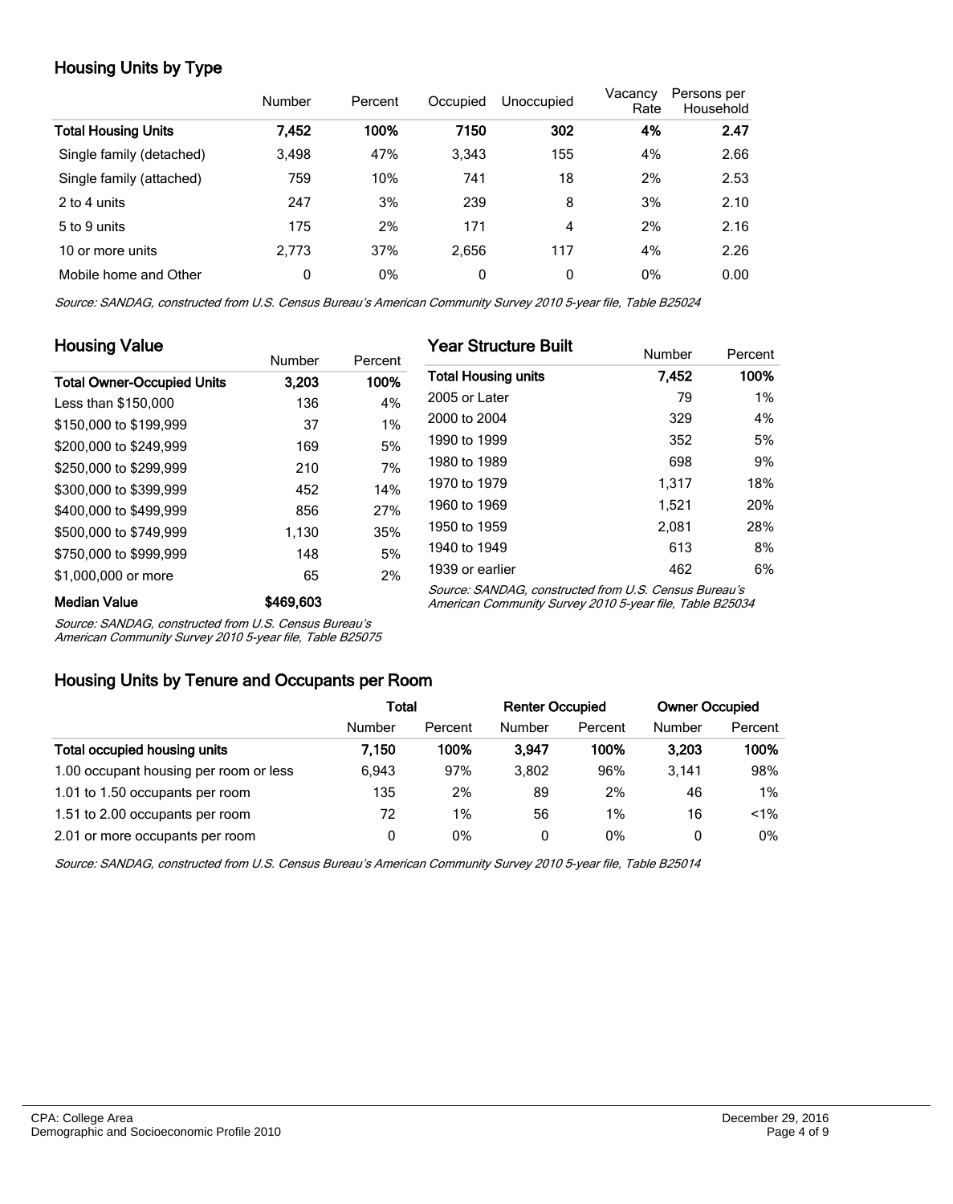## Housing Units by Type

| | Number | Percent | Occupied | Unoccupied | Vacancy Rate | Persons per Household |
|---|---|---|---|---|---|---|
| **Total Housing Units** | **7,452** | **100%** | **7150** | **302** | **4%** | **2.47** |
| Single family (detached) | 3,498 | 47% | 3,343 | 155 | 4% | 2.66 |
| Single family (attached) | 759 | 10% | 741 | 18 | 2% | 2.53 |
| 2 to 4 units | 247 | 3% | 239 | 8 | 3% | 2.10 |
| 5 to 9 units | 175 | 2% | 171 | 4 | 2% | 2.16 |
| 10 or more units | 2,773 | 37% | 2,656 | 117 | 4% | 2.26 |
| Mobile home and Other | 0 | 0% | 0 | 0 | 0% | 0.00 |

*Source: SANDAG, constructed from U.S. Census Bureau's American Community Survey 2010 5-year file, Table B25024*

## Housing Value

| | Number | Percent |
|---|---|---|
| **Total Owner-Occupied Units** | **3,203** | **100%** |
| Less than $150,000 | 136 | 4% |
| $150,000 to $199,999 | 37 | 1% |
| $200,000 to $249,999 | 169 | 5% |
| $250,000 to $299,999 | 210 | 7% |
| $300,000 to $399,999 | 452 | 14% |
| $400,000 to $499,999 | 856 | 27% |
| $500,000 to $749,999 | 1,130 | 35% |
| $750,000 to $999,999 | 148 | 5% |
| $1,000,000 or more | 65 | 2% |
| **Median Value** | **$469,603** | |

*Source: SANDAG, constructed from U.S. Census Bureau's American Community Survey 2010 5-year file, Table B25075*

## Year Structure Built

| | Number | Percent |
|---|---|---|
| **Total Housing units** | **7,452** | **100%** |
| 2005 or Later | 79 | 1% |
| 2000 to 2004 | 329 | 4% |
| 1990 to 1999 | 352 | 5% |
| 1980 to 1989 | 698 | 9% |
| 1970 to 1979 | 1,317 | 18% |
| 1960 to 1969 | 1,521 | 20% |
| 1950 to 1959 | 2,081 | 28% |
| 1940 to 1949 | 613 | 8% |
| 1939 or earlier | 462 | 6% |

*Source: SANDAG, constructed from U.S. Census Bureau's American Community Survey 2010 5-year file, Table B25034*

## Housing Units by Tenure and Occupants per Room

| | Total | | Renter Occupied | | Owner Occupied | |
|---|---|---|---|---|---|---|
| | Number | Percent | Number | Percent | Number | Percent |
| **Total occupied housing units** | **7,150** | **100%** | **3,947** | **100%** | **3,203** | **100%** |
| 1.00 occupant housing per room or less | 6,943 | 97% | 3,802 | 96% | 3,141 | 98% |
| 1.01 to 1.50 occupants per room | 135 | 2% | 89 | 2% | 46 | 1% |
| 1.51 to 2.00 occupants per room | 72 | 1% | 56 | 1% | 16 | <1% |
| 2.01 or more occupants per room | 0 | 0% | 0 | 0% | 0 | 0% |

*Source: SANDAG, constructed from U.S. Census Bureau's American Community Survey 2010 5-year file, Table B25014*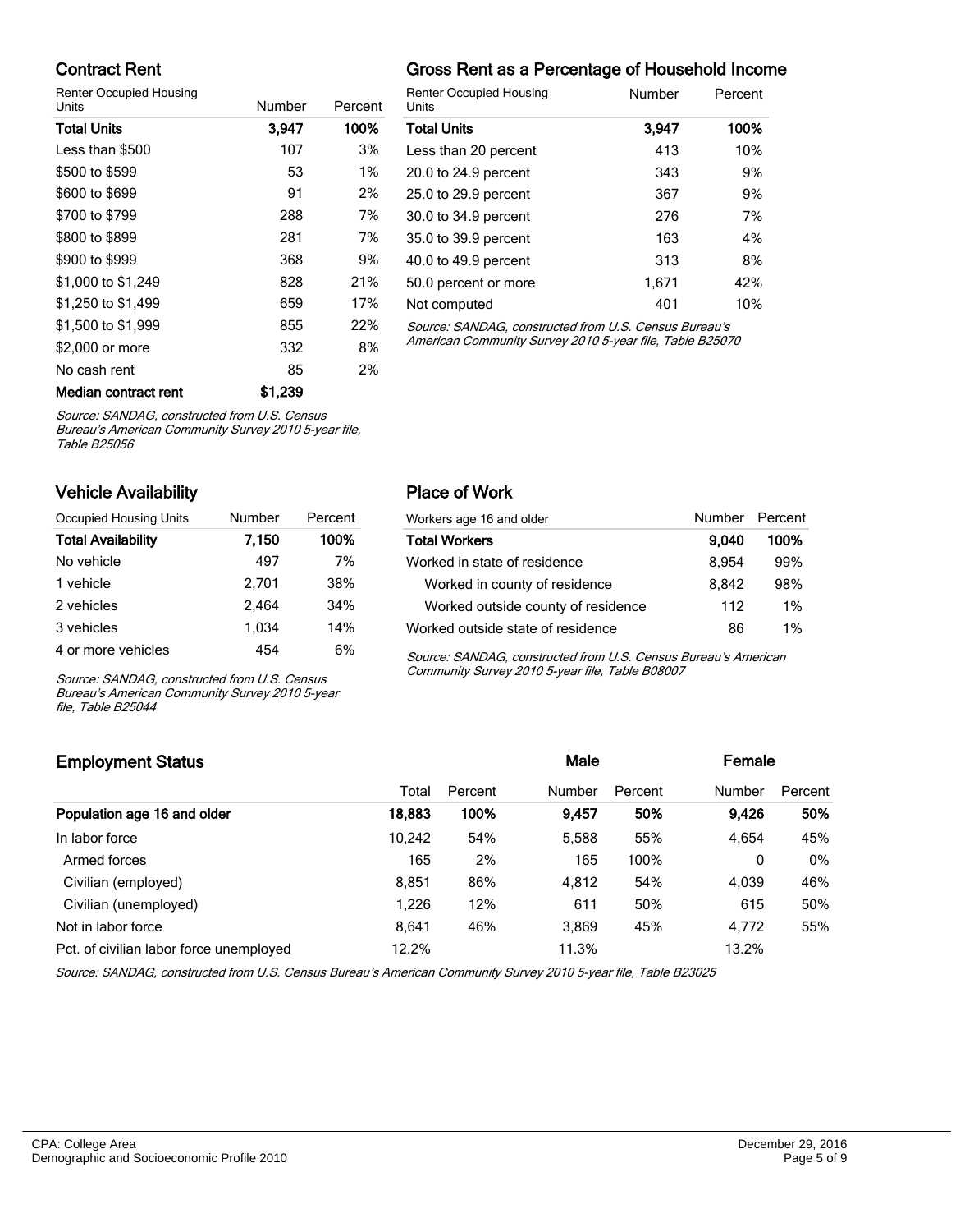## Contract Rent

| Renter Occupied Housing Units | Number | Percent |
|---|---|---|
| **Total Units** | **3,947** | **100%** |
| Less than $500 | 107 | 3% |
| $500 to $599 | 53 | 1% |
| $600 to $699 | 91 | 2% |
| $700 to $799 | 288 | 7% |
| $800 to $899 | 281 | 7% |
| $900 to $999 | 368 | 9% |
| $1,000 to $1,249 | 828 | 21% |
| $1,250 to $1,499 | 659 | 17% |
| $1,500 to $1,999 | 855 | 22% |
| $2,000 or more | 332 | 8% |
| No cash rent | 85 | 2% |
| **Median contract rent** | **$1,239** | |

*Source: SANDAG, constructed from U.S. Census Bureau's American Community Survey 2010 5-year file, Table B25056*

## Gross Rent as a Percentage of Household Income

| Renter Occupied Housing Units | Number | Percent |
|---|---|---|
| **Total Units** | **3,947** | **100%** |
| Less than 20 percent | 413 | 10% |
| 20.0 to 24.9 percent | 343 | 9% |
| 25.0 to 29.9 percent | 367 | 9% |
| 30.0 to 34.9 percent | 276 | 7% |
| 35.0 to 39.9 percent | 163 | 4% |
| 40.0 to 49.9 percent | 313 | 8% |
| 50.0 percent or more | 1,671 | 42% |
| Not computed | 401 | 10% |

*Source: SANDAG, constructed from U.S. Census Bureau's American Community Survey 2010 5-year file, Table B25070*

## Vehicle Availability

| Occupied Housing Units | Number | Percent |
|---|---|---|
| **Total Availability** | **7,150** | **100%** |
| No vehicle | 497 | 7% |
| 1 vehicle | 2,701 | 38% |
| 2 vehicles | 2,464 | 34% |
| 3 vehicles | 1,034 | 14% |
| 4 or more vehicles | 454 | 6% |

*Source: SANDAG, constructed from U.S. Census Bureau's American Community Survey 2010 5-year file, Table B25044*

## Place of Work

| Workers age 16 and older | Number | Percent |
|---|---|---|
| **Total Workers** | **9,040** | **100%** |
| Worked in state of residence | 8,954 | 99% |
| Worked in county of residence | 8,842 | 98% |
| Worked outside county of residence | 112 | 1% |
| Worked outside state of residence | 86 | 1% |

*Source: SANDAG, constructed from U.S. Census Bureau's American Community Survey 2010 5-year file, Table B08007*

## Employment Status

| | Total | Percent | Male Number | Male Percent | Female Number | Female Percent |
|---|---|---|---|---|---|---|
| **Population age 16 and older** | **18,883** | **100%** | **9,457** | **50%** | **9,426** | **50%** |
| In labor force | 10,242 | 54% | 5,588 | 55% | 4,654 | 45% |
| Armed forces | 165 | 2% | 165 | 100% | 0 | 0% |
| Civilian (employed) | 8,851 | 86% | 4,812 | 54% | 4,039 | 46% |
| Civilian (unemployed) | 1,226 | 12% | 611 | 50% | 615 | 50% |
| Not in labor force | 8,641 | 46% | 3,869 | 45% | 4,772 | 55% |
| Pct. of civilian labor force unemployed | 12.2% | | 11.3% | | 13.2% | |

*Source: SANDAG, constructed from U.S. Census Bureau's American Community Survey 2010 5-year file, Table B23025*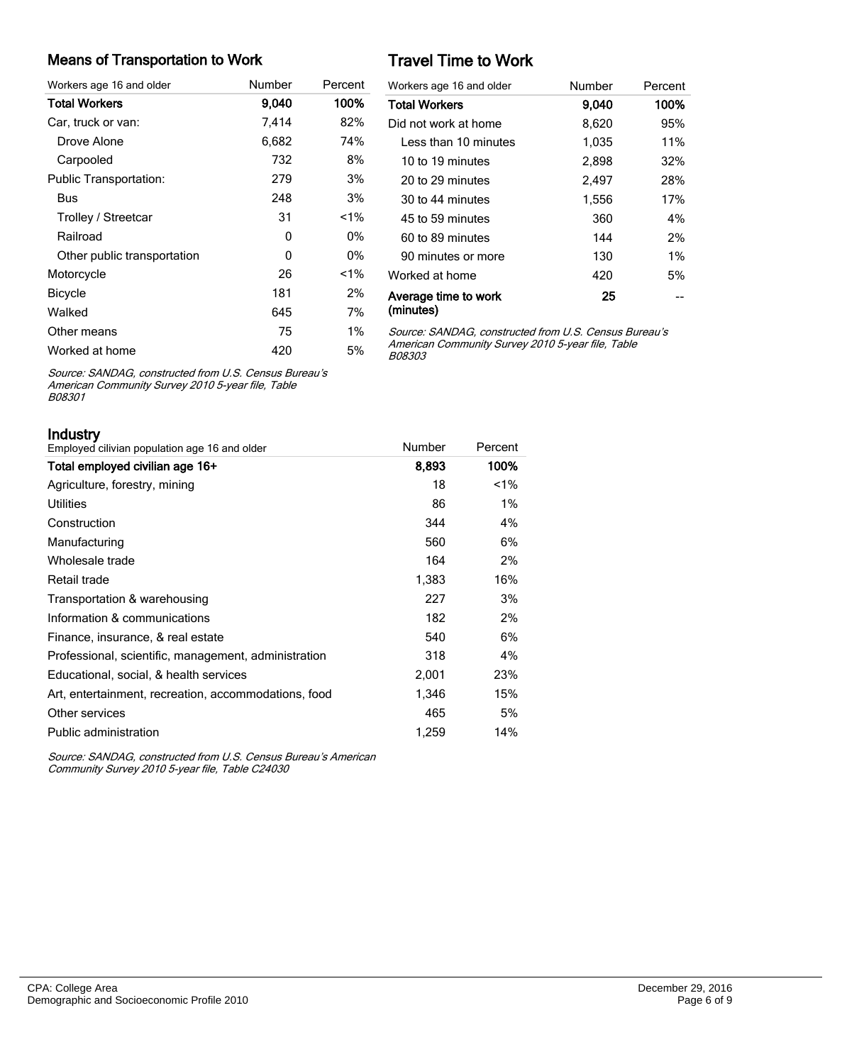## Means of Transportation to Work

| Workers age 16 and older | Number | Percent |
|---|---|---|
| **Total Workers** | **9,040** | **100%** |
| Car, truck or van: | 7,414 | 82% |
| Drove Alone | 6,682 | 74% |
| Carpooled | 732 | 8% |
| Public Transportation: | 279 | 3% |
| Bus | 248 | 3% |
| Trolley / Streetcar | 31 | <1% |
| Railroad | 0 | 0% |
| Other public transportation | 0 | 0% |
| Motorcycle | 26 | <1% |
| Bicycle | 181 | 2% |
| Walked | 645 | 7% |
| Other means | 75 | 1% |
| Worked at home | 420 | 5% |

*Source: SANDAG, constructed from U.S. Census Bureau's American Community Survey 2010 5-year file, Table B08301*

## Travel Time to Work

| Workers age 16 and older | Number | Percent |
|---|---|---|
| **Total Workers** | **9,040** | **100%** |
| Did not work at home | 8,620 | 95% |
| Less than 10 minutes | 1,035 | 11% |
| 10 to 19 minutes | 2,898 | 32% |
| 20 to 29 minutes | 2,497 | 28% |
| 30 to 44 minutes | 1,556 | 17% |
| 45 to 59 minutes | 360 | 4% |
| 60 to 89 minutes | 144 | 2% |
| 90 minutes or more | 130 | 1% |
| Worked at home | 420 | 5% |
| **Average time to work (minutes)** | **25** | -- |

*Source: SANDAG, constructed from U.S. Census Bureau's American Community Survey 2010 5-year file, Table B08303*

## Industry

| Employed cilivian population age 16 and older | Number | Percent |
|---|---|---|
| **Total employed civilian age 16+** | **8,893** | **100%** |
| Agriculture, forestry, mining | 18 | <1% |
| Utilities | 86 | 1% |
| Construction | 344 | 4% |
| Manufacturing | 560 | 6% |
| Wholesale trade | 164 | 2% |
| Retail trade | 1,383 | 16% |
| Transportation & warehousing | 227 | 3% |
| Information & communications | 182 | 2% |
| Finance, insurance, & real estate | 540 | 6% |
| Professional, scientific, management, administration | 318 | 4% |
| Educational, social, & health services | 2,001 | 23% |
| Art, entertainment, recreation, accommodations, food | 1,346 | 15% |
| Other services | 465 | 5% |
| Public administration | 1,259 | 14% |

*Source: SANDAG, constructed from U.S. Census Bureau's American Community Survey 2010 5-year file, Table C24030*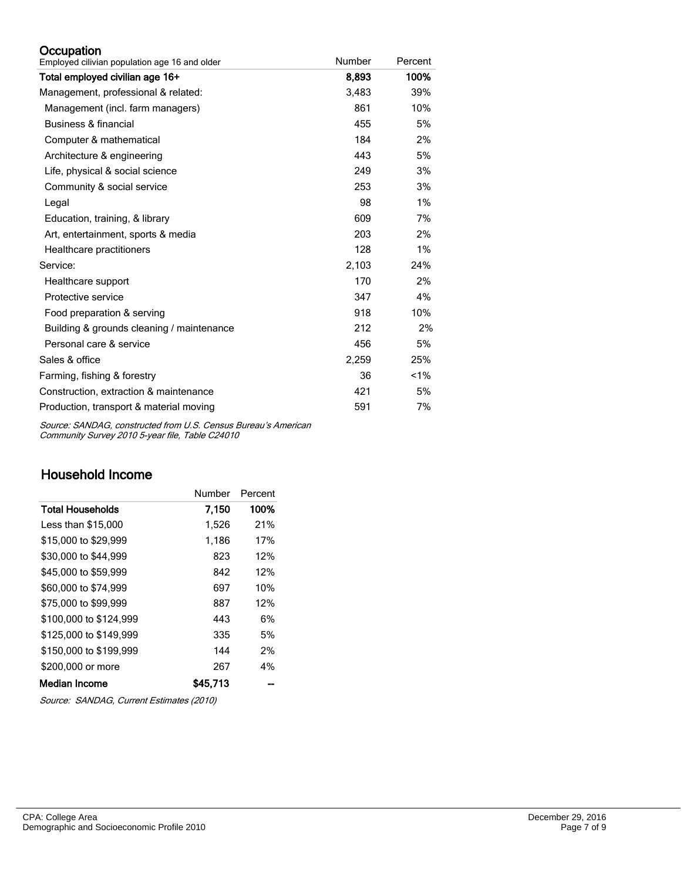## Occupation

| Employed cilivian population age 16 and older | Number | Percent |
|---|---|---|
| **Total employed civilian age 16+** | **8,893** | **100%** |
| Management, professional & related: | 3,483 | 39% |
| Management (incl. farm managers) | 861 | 10% |
| Business & financial | 455 | 5% |
| Computer & mathematical | 184 | 2% |
| Architecture & engineering | 443 | 5% |
| Life, physical & social science | 249 | 3% |
| Community & social service | 253 | 3% |
| Legal | 98 | 1% |
| Education, training, & library | 609 | 7% |
| Art, entertainment, sports & media | 203 | 2% |
| Healthcare practitioners | 128 | 1% |
| Service: | 2,103 | 24% |
| Healthcare support | 170 | 2% |
| Protective service | 347 | 4% |
| Food preparation & serving | 918 | 10% |
| Building & grounds cleaning / maintenance | 212 | 2% |
| Personal care & service | 456 | 5% |
| Sales & office | 2,259 | 25% |
| Farming, fishing & forestry | 36 | <1% |
| Construction, extraction & maintenance | 421 | 5% |
| Production, transport & material moving | 591 | 7% |

*Source: SANDAG, constructed from U.S. Census Bureau's American Community Survey 2010 5-year file, Table C24010*

## Household Income

| | Number | Percent |
|---|---|---|
| **Total Households** | **7,150** | **100%** |
| Less than $15,000 | 1,526 | 21% |
| $15,000 to $29,999 | 1,186 | 17% |
| $30,000 to $44,999 | 823 | 12% |
| $45,000 to $59,999 | 842 | 12% |
| $60,000 to $74,999 | 697 | 10% |
| $75,000 to $99,999 | 887 | 12% |
| $100,000 to $124,999 | 443 | 6% |
| $125,000 to $149,999 | 335 | 5% |
| $150,000 to $199,999 | 144 | 2% |
| $200,000 or more | 267 | 4% |
| **Median Income** | **$45,713** | -- |

*Source: SANDAG, Current Estimates (2010)*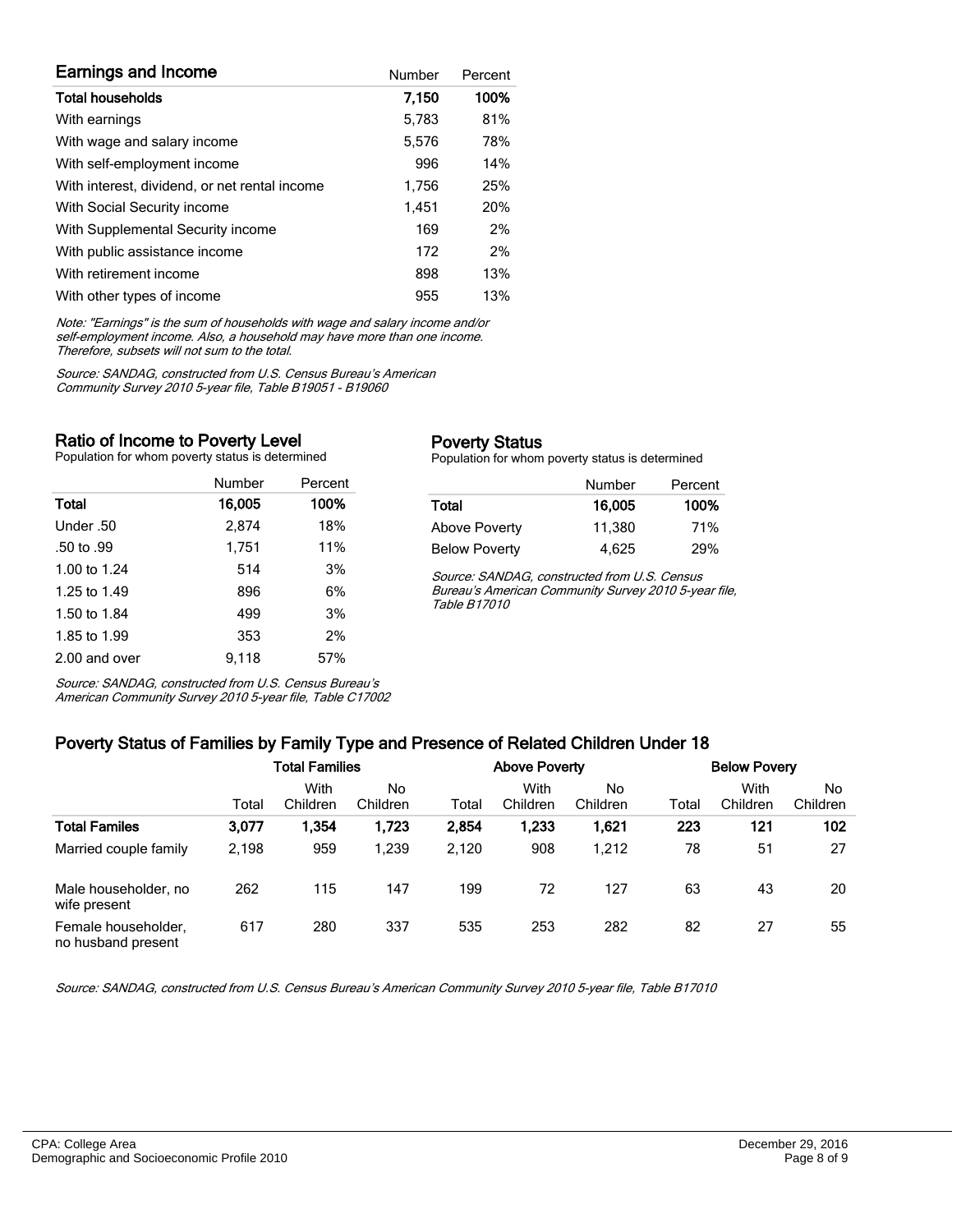## Earnings and Income

| Earnings and Income | Number | Percent |
|---|---|---|
| **Total households** | **7,150** | **100%** |
| With earnings | 5,783 | 81% |
| With wage and salary income | 5,576 | 78% |
| With self-employment income | 996 | 14% |
| With interest, dividend, or net rental income | 1,756 | 25% |
| With Social Security income | 1,451 | 20% |
| With Supplemental Security income | 169 | 2% |
| With public assistance income | 172 | 2% |
| With retirement income | 898 | 13% |
| With other types of income | 955 | 13% |

*Note: "Earnings" is the sum of households with wage and salary income and/or self-employment income. Also, a household may have more than one income. Therefore, subsets will not sum to the total.*

*Source: SANDAG, constructed from U.S. Census Bureau's American Community Survey 2010 5-year file, Table B19051 - B19060*

## Ratio of Income to Poverty Level

Population for whom poverty status is determined

| | Number | Percent |
|---|---|---|
| **Total** | **16,005** | **100%** |
| Under .50 | 2,874 | 18% |
| .50 to .99 | 1,751 | 11% |
| 1.00 to 1.24 | 514 | 3% |
| 1.25 to 1.49 | 896 | 6% |
| 1.50 to 1.84 | 499 | 3% |
| 1.85 to 1.99 | 353 | 2% |
| 2.00 and over | 9,118 | 57% |

*Source: SANDAG, constructed from U.S. Census Bureau's American Community Survey 2010 5-year file, Table C17002*

## Poverty Status

Population for whom poverty status is determined

| | Number | Percent |
|---|---|---|
| **Total** | **16,005** | **100%** |
| Above Poverty | 11,380 | 71% |
| Below Poverty | 4,625 | 29% |

*Source: SANDAG, constructed from U.S. Census Bureau's American Community Survey 2010 5-year file, Table B17010*

## Poverty Status of Families by Family Type and Presence of Related Children Under 18

| | Total Families | | | Above Poverty | | | Below Povery | | |
|---|---|---|---|---|---|---|---|---|---|
| | Total | With Children | No Children | Total | With Children | No Children | Total | With Children | No Children |
| **Total Familes** | **3,077** | **1,354** | **1,723** | **2,854** | **1,233** | **1,621** | **223** | **121** | **102** |
| Married couple family | 2,198 | 959 | 1,239 | 2,120 | 908 | 1,212 | 78 | 51 | 27 |
| Male householder, no wife present | 262 | 115 | 147 | 199 | 72 | 127 | 63 | 43 | 20 |
| Female householder, no husband present | 617 | 280 | 337 | 535 | 253 | 282 | 82 | 27 | 55 |

*Source: SANDAG, constructed from U.S. Census Bureau's American Community Survey 2010 5-year file, Table B17010*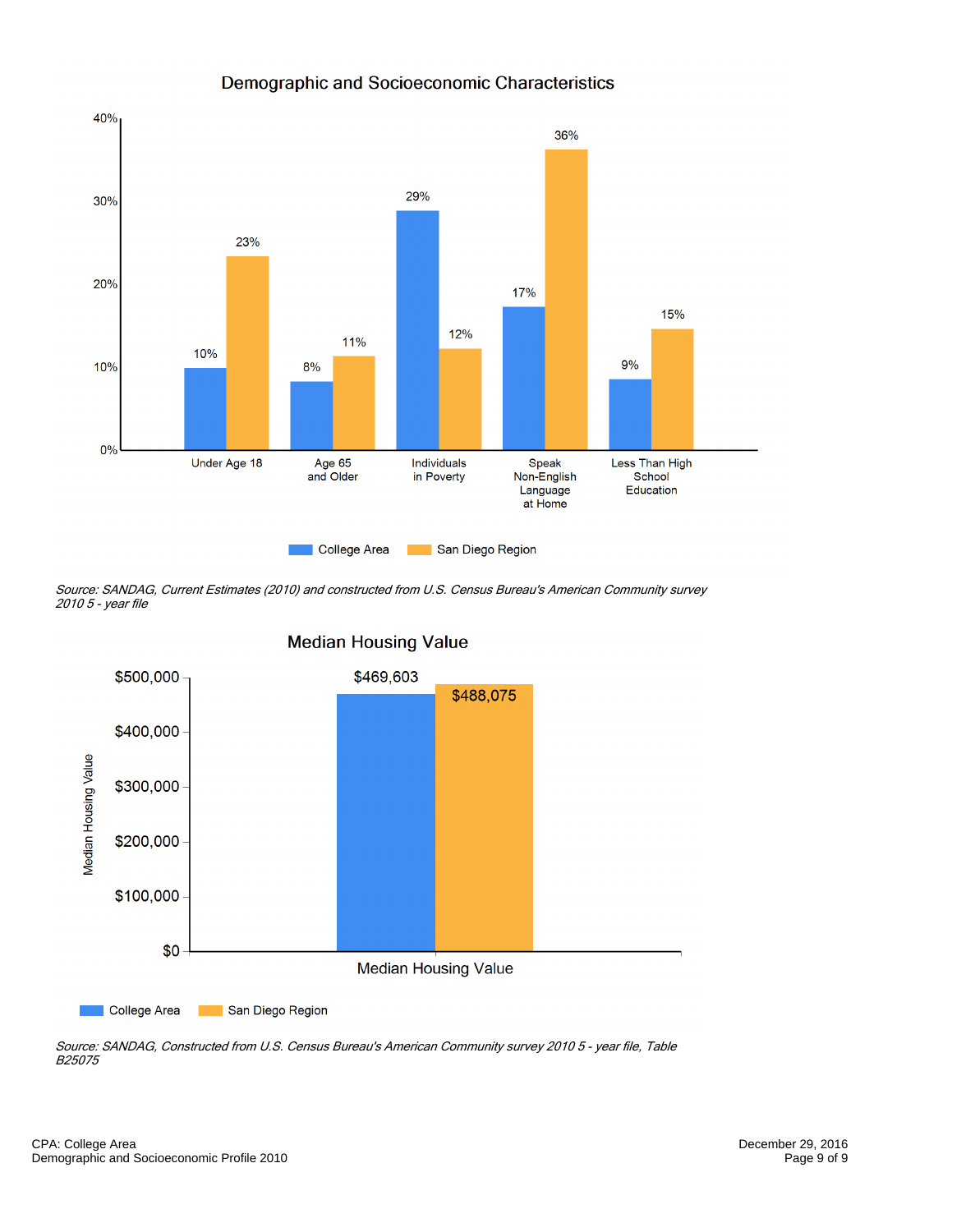## Demographic and Socioeconomic Characteristics

40%
30%
20%
10%
0%

23%
10%
11%
8%
29%
12%
36%
17%
15%
9%

Under Age 18
Age 65 and Older
Individuals in Poverty
Speak Non-English Language at Home
Less Than High School Education

College Area
San Diego Region

*Source: SANDAG, Current Estimates (2010) and constructed from U.S. Census Bureau's American Community survey 2010 5 - year file*

## Median Housing Value

$500,000
$400,000
$300,000
$200,000
$100,000
$0

Median Housing Value

$469,603
$488,075

Median Housing Value

College Area
San Diego Region

*Source: SANDAG, Constructed from U.S. Census Bureau's American Community survey 2010 5 - year file, Table B25075*